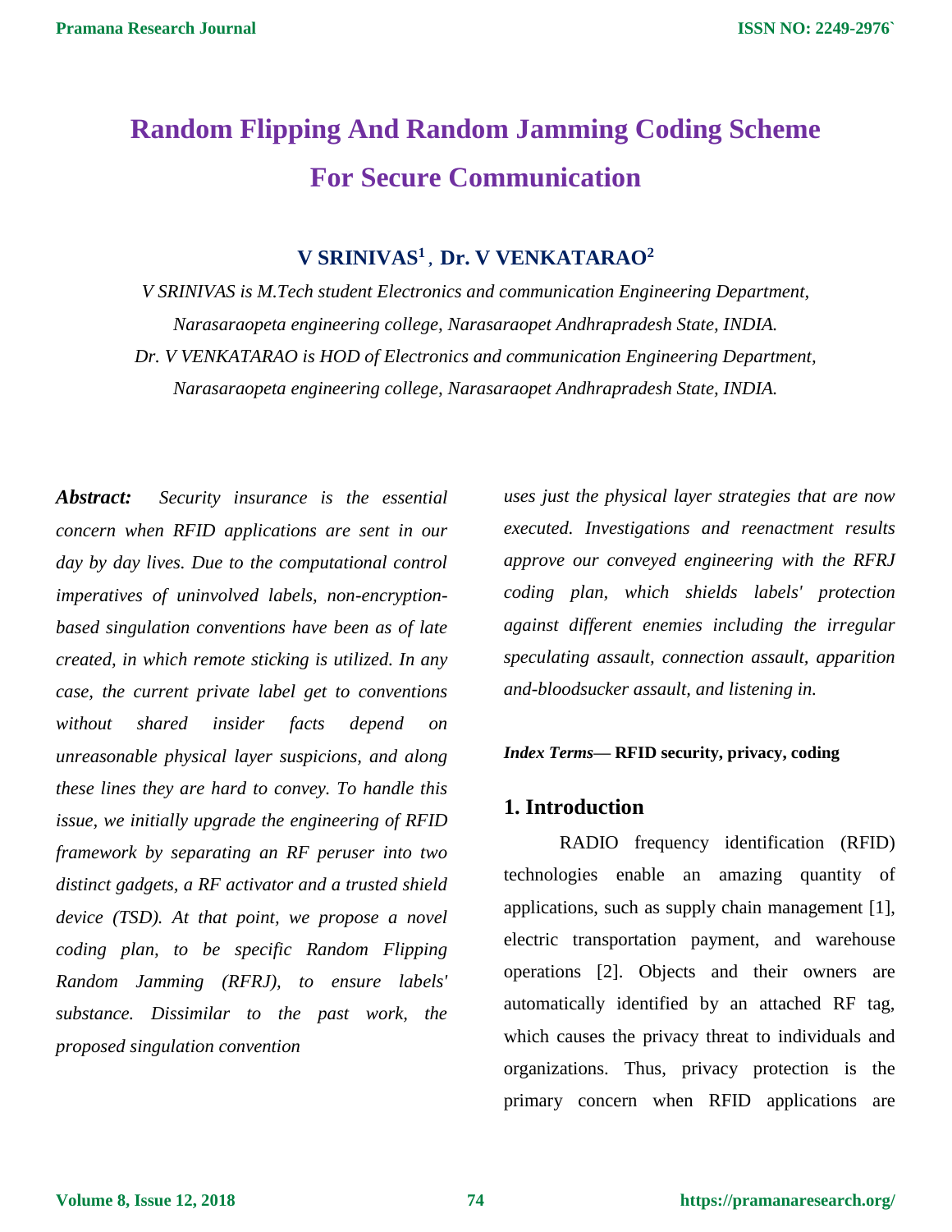# Random Flipping And Random Jamming Coding Scheme For Secure Communication

**V SRINIVAS[1] , Dr. V VENKATARAO[2]**

*V SRINIVAS is M.Tech student Electronics and communication Engineering Department, Narasaraopeta engineering college, Narasaraopet Andhrapradesh State, INDIA.*

*Dr. V VENKATARAO is HOD of Electronics and communication Engineering Department, Narasaraopeta engineering college, Narasaraopet Andhrapradesh State, INDIA.*

***Abstract:*** *Security insurance is the essential concern when RFID applications are sent in our day by day lives. Due to the computational control imperatives of uninvolved labels, non-encryption-based singulation conventions have been as of late created, in which remote sticking is utilized. In any case, the current private label get to conventions without shared insider facts depend on unreasonable physical layer suspicions, and along these lines they are hard to convey. To handle this issue, we initially upgrade the engineering of RFID framework by separating an RF peruser into two distinct gadgets, a RF activator and a trusted shield device (TSD). At that point, we propose a novel coding plan, to be specific Random Flipping Random Jamming (RFRJ), to ensure labels' substance. Dissimilar to the past work, the proposed singulation convention uses just the physical layer strategies that are now executed. Investigations and reenactment results approve our conveyed engineering with the RFRJ coding plan, which shields labels' protection against different enemies including the irregular speculating assault, connection assault, apparition and-bloodsucker assault, and listening in.*

***Index Terms*— RFID security, privacy, coding**

## 1. Introduction

RADIO frequency identification (RFID) technologies enable an amazing quantity of applications, such as supply chain management [1], electric transportation payment, and warehouse operations [2]. Objects and their owners are automatically identified by an attached RF tag, which causes the privacy threat to individuals and organizations. Thus, privacy protection is the primary concern when RFID applications are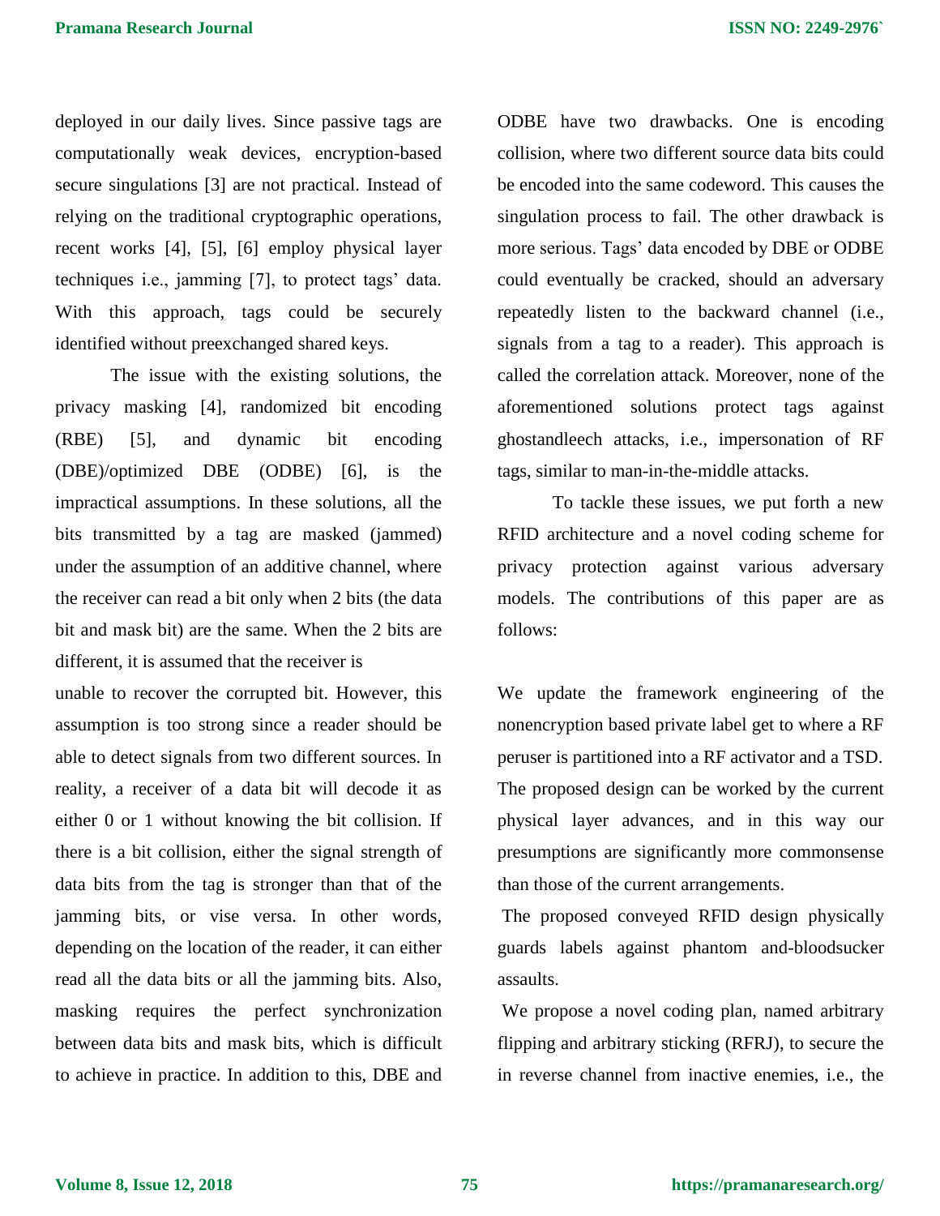deployed in our daily lives. Since passive tags are computationally weak devices, encryption-based secure singulations [3] are not practical. Instead of relying on the traditional cryptographic operations, recent works [4], [5], [6] employ physical layer techniques i.e., jamming [7], to protect tags' data. With this approach, tags could be securely identified without preexchanged shared keys.

The issue with the existing solutions, the privacy masking [4], randomized bit encoding (RBE) [5], and dynamic bit encoding (DBE)/optimized DBE (ODBE) [6], is the impractical assumptions. In these solutions, all the bits transmitted by a tag are masked (jammed) under the assumption of an additive channel, where the receiver can read a bit only when 2 bits (the data bit and mask bit) are the same. When the 2 bits are different, it is assumed that the receiver is unable to recover the corrupted bit. However, this assumption is too strong since a reader should be able to detect signals from two different sources. In reality, a receiver of a data bit will decode it as either 0 or 1 without knowing the bit collision. If there is a bit collision, either the signal strength of data bits from the tag is stronger than that of the jamming bits, or vise versa. In other words, depending on the location of the reader, it can either read all the data bits or all the jamming bits. Also, masking requires the perfect synchronization between data bits and mask bits, which is difficult to achieve in practice. In addition to this, DBE and ODBE have two drawbacks. One is encoding collision, where two different source data bits could be encoded into the same codeword. This causes the singulation process to fail. The other drawback is more serious. Tags' data encoded by DBE or ODBE could eventually be cracked, should an adversary repeatedly listen to the backward channel (i.e., signals from a tag to a reader). This approach is called the correlation attack. Moreover, none of the aforementioned solutions protect tags against ghostandleech attacks, i.e., impersonation of RF tags, similar to man-in-the-middle attacks.

To tackle these issues, we put forth a new RFID architecture and a novel coding scheme for privacy protection against various adversary models. The contributions of this paper are as follows:

We update the framework engineering of the nonencryption based private label get to where a RF peruser is partitioned into a RF activator and a TSD. The proposed design can be worked by the current physical layer advances, and in this way our presumptions are significantly more commonsense than those of the current arrangements.

The proposed conveyed RFID design physically guards labels against phantom and-bloodsucker assaults.

We propose a novel coding plan, named arbitrary flipping and arbitrary sticking (RFRJ), to secure the in reverse channel from inactive enemies, i.e., the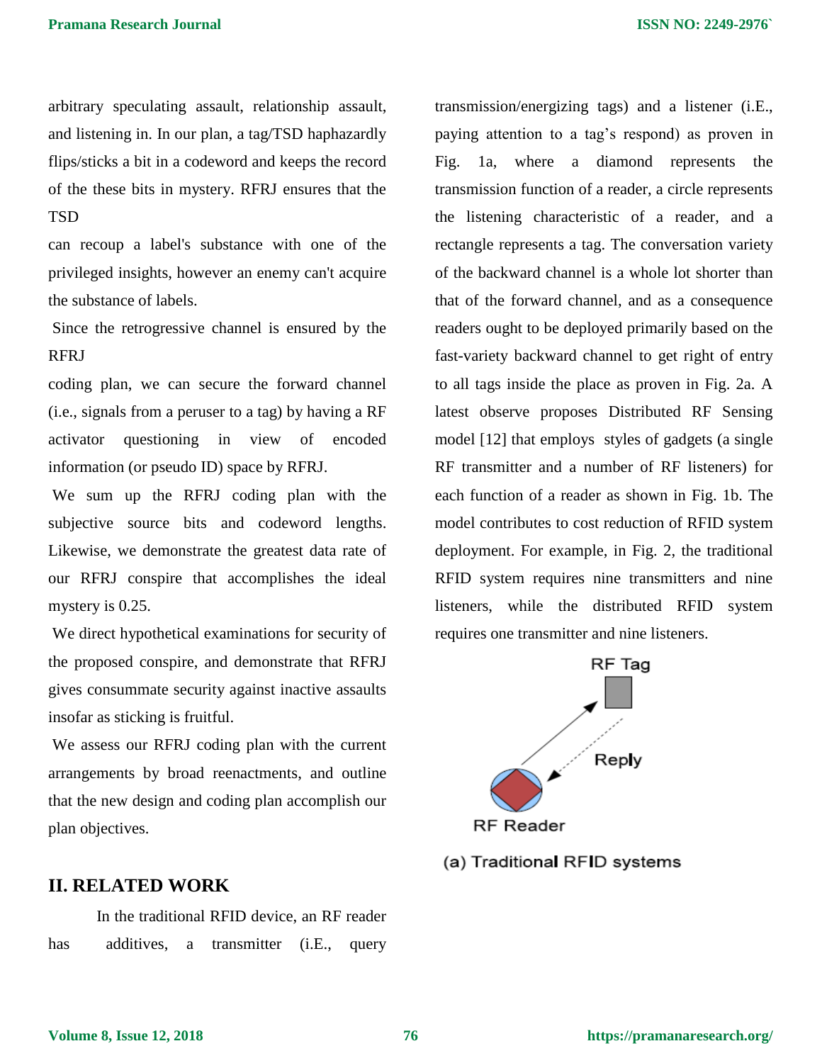arbitrary speculating assault, relationship assault, and listening in. In our plan, a tag/TSD haphazardly flips/sticks a bit in a codeword and keeps the record of the these bits in mystery. RFRJ ensures that the TSD

can recoup a label's substance with one of the privileged insights, however an enemy can't acquire the substance of labels.

Since the retrogressive channel is ensured by the RFRJ

coding plan, we can secure the forward channel (i.e., signals from a peruser to a tag) by having a RF activator questioning in view of encoded information (or pseudo ID) space by RFRJ.

We sum up the RFRJ coding plan with the subjective source bits and codeword lengths. Likewise, we demonstrate the greatest data rate of our RFRJ conspire that accomplishes the ideal mystery is 0.25.

We direct hypothetical examinations for security of the proposed conspire, and demonstrate that RFRJ gives consummate security against inactive assaults insofar as sticking is fruitful.

We assess our RFRJ coding plan with the current arrangements by broad reenactments, and outline that the new design and coding plan accomplish our plan objectives.

## II. RELATED WORK

In the traditional RFID device, an RF reader has additives, a transmitter (i.E., query transmission/energizing tags) and a listener (i.E., paying attention to a tag's respond) as proven in Fig. 1a, where a diamond represents the transmission function of a reader, a circle represents the listening characteristic of a reader, and a rectangle represents a tag. The conversation variety of the backward channel is a whole lot shorter than that of the forward channel, and as a consequence readers ought to be deployed primarily based on the fast-variety backward channel to get right of entry to all tags inside the place as proven in Fig. 2a. A latest observe proposes Distributed RF Sensing model [12] that employs styles of gadgets (a single RF transmitter and a number of RF listeners) for each function of a reader as shown in Fig. 1b. The model contributes to cost reduction of RFID system deployment. For example, in Fig. 2, the traditional RFID system requires nine transmitters and nine listeners, while the distributed RFID system requires one transmitter and nine listeners.

RF Tag

Reply

RF Reader

(a) Traditional RFID systems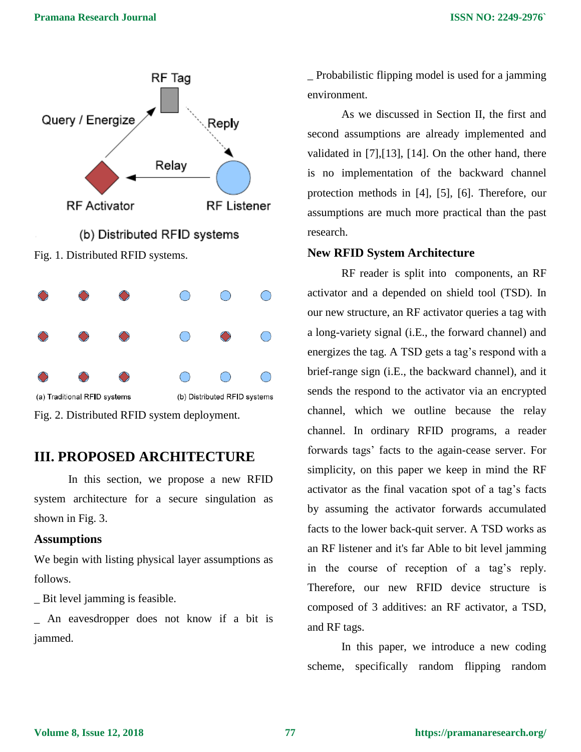Fig. 1. Distributed RFID systems.

Fig. 2. Distributed RFID system deployment.

## III. PROPOSED ARCHITECTURE

In this section, we propose a new RFID system architecture for a secure singulation as shown in Fig. 3.

### Assumptions

We begin with listing physical layer assumptions as follows.

_ Bit level jamming is feasible.

_ An eavesdropper does not know if a bit is jammed.

_ Probabilistic flipping model is used for a jamming environment.

As we discussed in Section II, the first and second assumptions are already implemented and validated in [7],[13], [14]. On the other hand, there is no implementation of the backward channel protection methods in [4], [5], [6]. Therefore, our assumptions are much more practical than the past research.

### New RFID System Architecture

RF reader is split into components, an RF activator and a depended on shield tool (TSD). In our new structure, an RF activator queries a tag with a long-variety signal (i.E., the forward channel) and energizes the tag. A TSD gets a tag's respond with a brief-range sign (i.E., the backward channel), and it sends the respond to the activator via an encrypted channel, which we outline because the relay channel. In ordinary RFID programs, a reader forwards tags' facts to the again-cease server. For simplicity, on this paper we keep in mind the RF activator as the final vacation spot of a tag's facts by assuming the activator forwards accumulated facts to the lower back-quit server. A TSD works as an RF listener and it's far Able to bit level jamming in the course of reception of a tag's reply. Therefore, our new RFID device structure is composed of 3 additives: an RF activator, a TSD, and RF tags.

In this paper, we introduce a new coding scheme, specifically random flipping random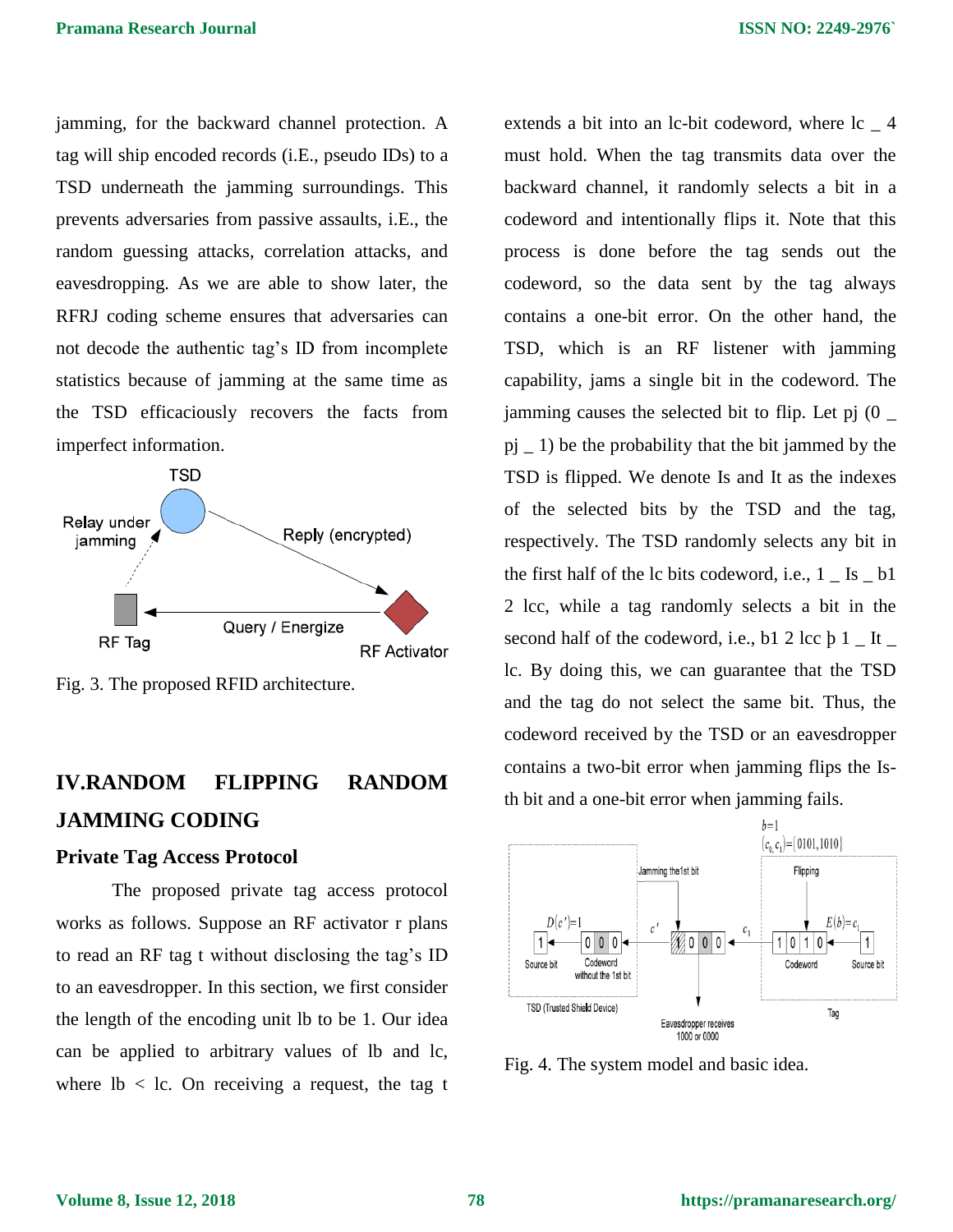jamming, for the backward channel protection. A tag will ship encoded records (i.E., pseudo IDs) to a TSD underneath the jamming surroundings. This prevents adversaries from passive assaults, i.E., the random guessing attacks, correlation attacks, and eavesdropping. As we are able to show later, the RFRJ coding scheme ensures that adversaries can not decode the authentic tag's ID from incomplete statistics because of jamming at the same time as the TSD efficaciously recovers the facts from imperfect information.

Fig. 3. The proposed RFID architecture.

## IV.RANDOM FLIPPING RANDOM JAMMING CODING

### Private Tag Access Protocol

The proposed private tag access protocol works as follows. Suppose an RF activator r plans to read an RF tag t without disclosing the tag's ID to an eavesdropper. In this section, we first consider the length of the encoding unit lb to be 1. Our idea can be applied to arbitrary values of lb and lc, where lb < lc. On receiving a request, the tag t extends a bit into an lc-bit codeword, where lc _ 4 must hold. When the tag transmits data over the backward channel, it randomly selects a bit in a codeword and intentionally flips it. Note that this process is done before the tag sends out the codeword, so the data sent by the tag always contains a one-bit error. On the other hand, the TSD, which is an RF listener with jamming capability, jams a single bit in the codeword. The jamming causes the selected bit to flip. Let pj (0 _ pj _ 1) be the probability that the bit jammed by the TSD is flipped. We denote Is and It as the indexes of the selected bits by the TSD and the tag, respectively. The TSD randomly selects any bit in the first half of the lc bits codeword, i.e., 1 _ Is _ b1 2 lcc, while a tag randomly selects a bit in the second half of the codeword, i.e., b1 2 lcc þ 1 _ It _ lc. By doing this, we can guarantee that the TSD and the tag do not select the same bit. Thus, the codeword received by the TSD or an eavesdropper contains a two-bit error when jamming flips the Is-th bit and a one-bit error when jamming fails.

Fig. 4. The system model and basic idea.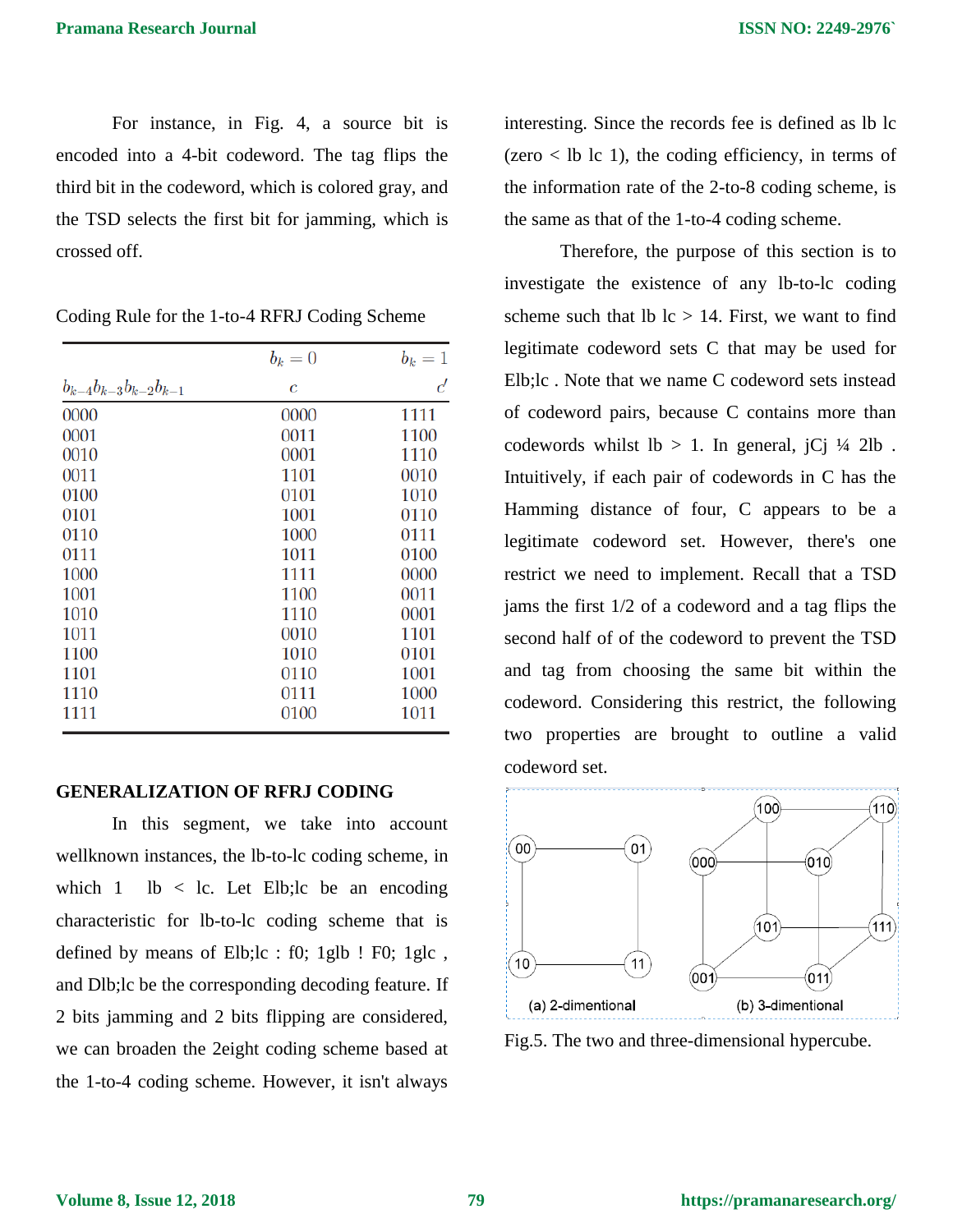For instance, in Fig. 4, a source bit is encoded into a 4-bit codeword. The tag flips the third bit in the codeword, which is colored gray, and the TSD selects the first bit for jamming, which is crossed off.

Coding Rule for the 1-to-4 RFRJ Coding Scheme

| | $b_k = 0$ | $b_k = 1$ |
|---|---|---|
| $b_{k-4}b_{k-3}b_{k-2}b_{k-1}$ | $c$ | $c'$ |
| 0000 | 0000 | 1111 |
| 0001 | 0011 | 1100 |
| 0010 | 0001 | 1110 |
| 0011 | 1101 | 0010 |
| 0100 | 0101 | 1010 |
| 0101 | 1001 | 0110 |
| 0110 | 1000 | 0111 |
| 0111 | 1011 | 0100 |
| 1000 | 1111 | 0000 |
| 1001 | 1100 | 0011 |
| 1010 | 1110 | 0001 |
| 1011 | 0010 | 1101 |
| 1100 | 1010 | 0101 |
| 1101 | 0110 | 1001 |
| 1110 | 0111 | 1000 |
| 1111 | 0100 | 1011 |

## GENERALIZATION OF RFRJ CODING

In this segment, we take into account wellknown instances, the lb-to-lc coding scheme, in which 1 lb < lc. Let Elb;lc be an encoding characteristic for lb-to-lc coding scheme that is defined by means of Elb;lc : f0; 1glb ! F0; 1glc , and Dlb;lc be the corresponding decoding feature. If 2 bits jamming and 2 bits flipping are considered, we can broaden the 2eight coding scheme based at the 1-to-4 coding scheme. However, it isn't always interesting. Since the records fee is defined as lb lc (zero < lb lc 1), the coding efficiency, in terms of the information rate of the 2-to-8 coding scheme, is the same as that of the 1-to-4 coding scheme.

Therefore, the purpose of this section is to investigate the existence of any lb-to-lc coding scheme such that lb lc > 14. First, we want to find legitimate codeword sets C that may be used for Elb;lc . Note that we name C codeword sets instead of codeword pairs, because C contains more than codewords whilst lb > 1. In general, jCj ¼ 2lb . Intuitively, if each pair of codewords in C has the Hamming distance of four, C appears to be a legitimate codeword set. However, there's one restrict we need to implement. Recall that a TSD jams the first 1/2 of a codeword and a tag flips the second half of of the codeword to prevent the TSD and tag from choosing the same bit within the codeword. Considering this restrict, the following two properties are brought to outline a valid codeword set.

Fig.5. The two and three-dimensional hypercube.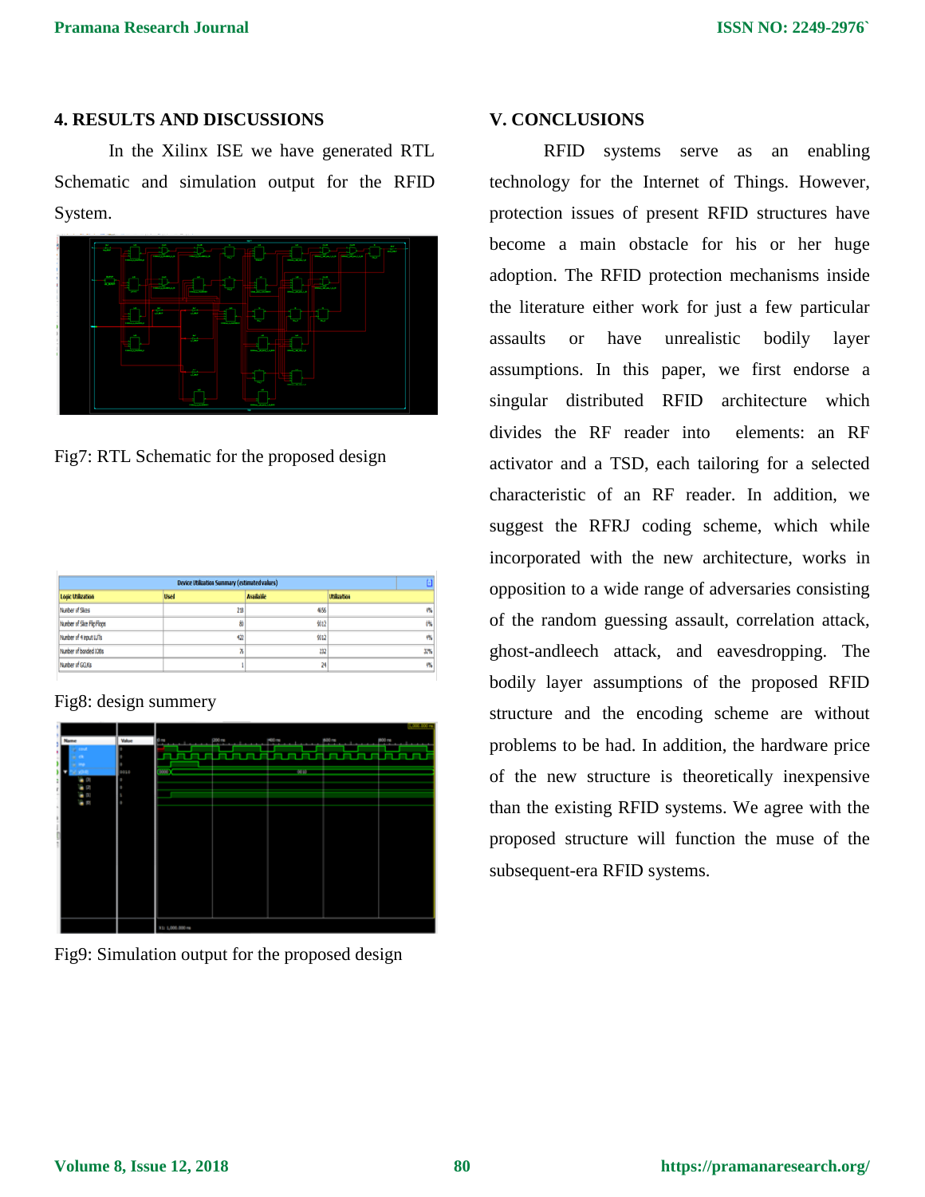## 4. RESULTS AND DISCUSSIONS

In the Xilinx ISE we have generated RTL Schematic and simulation output for the RFID System.

Fig7: RTL Schematic for the proposed design

| Device Utilization Summary (estimated values) | | | |
|---|---|---|---|
| Logic Utilization | Used | Available | Utilization |
| Number of Slices | 218 | 4656 | 4% |
| Number of Slice Flip Flops | 80 | 9312 | 0% |
| Number of 4 input LUTs | 422 | 9312 | 4% |
| Number of bonded IOBs | 76 | 232 | 32% |
| Number of GCLKs | 1 | 24 | 4% |

Fig8: design summery

Fig9: Simulation output for the proposed design

## V. CONCLUSIONS

RFID systems serve as an enabling technology for the Internet of Things. However, protection issues of present RFID structures have become a main obstacle for his or her huge adoption. The RFID protection mechanisms inside the literature either work for just a few particular assaults or have unrealistic bodily layer assumptions. In this paper, we first endorse a singular distributed RFID architecture which divides the RF reader into elements: an RF activator and a TSD, each tailoring for a selected characteristic of an RF reader. In addition, we suggest the RFRJ coding scheme, which while incorporated with the new architecture, works in opposition to a wide range of adversaries consisting of the random guessing assault, correlation attack, ghost-andleech attack, and eavesdropping. The bodily layer assumptions of the proposed RFID structure and the encoding scheme are without problems to be had. In addition, the hardware price of the new structure is theoretically inexpensive than the existing RFID systems. We agree with the proposed structure will function the muse of the subsequent-era RFID systems.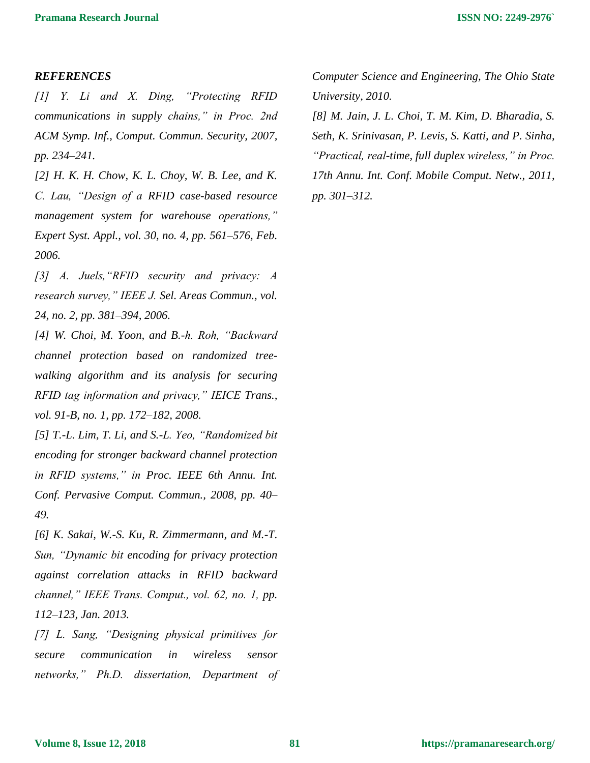### *REFERENCES*

*[1] Y. Li and X. Ding, "Protecting RFID communications in supply chains," in Proc. 2nd ACM Symp. Inf., Comput. Commun. Security, 2007, pp. 234–241.*

*[2] H. K. H. Chow, K. L. Choy, W. B. Lee, and K. C. Lau, "Design of a RFID case-based resource management system for warehouse operations," Expert Syst. Appl., vol. 30, no. 4, pp. 561–576, Feb. 2006.*

*[3] A. Juels,"RFID security and privacy: A research survey," IEEE J. Sel. Areas Commun., vol. 24, no. 2, pp. 381–394, 2006.*

*[4] W. Choi, M. Yoon, and B.-h. Roh, "Backward channel protection based on randomized tree-walking algorithm and its analysis for securing RFID tag information and privacy," IEICE Trans., vol. 91-B, no. 1, pp. 172–182, 2008.*

*[5] T.-L. Lim, T. Li, and S.-L. Yeo, "Randomized bit encoding for stronger backward channel protection in RFID systems," in Proc. IEEE 6th Annu. Int. Conf. Pervasive Comput. Commun., 2008, pp. 40–49.*

*[6] K. Sakai, W.-S. Ku, R. Zimmermann, and M.-T. Sun, "Dynamic bit encoding for privacy protection against correlation attacks in RFID backward channel," IEEE Trans. Comput., vol. 62, no. 1, pp. 112–123, Jan. 2013.*

*[7] L. Sang, "Designing physical primitives for secure communication in wireless sensor networks," Ph.D. dissertation, Department of Computer Science and Engineering, The Ohio State University, 2010.*

*[8] M. Jain, J. L. Choi, T. M. Kim, D. Bharadia, S. Seth, K. Srinivasan, P. Levis, S. Katti, and P. Sinha, "Practical, real-time, full duplex wireless," in Proc. 17th Annu. Int. Conf. Mobile Comput. Netw., 2011, pp. 301–312.*